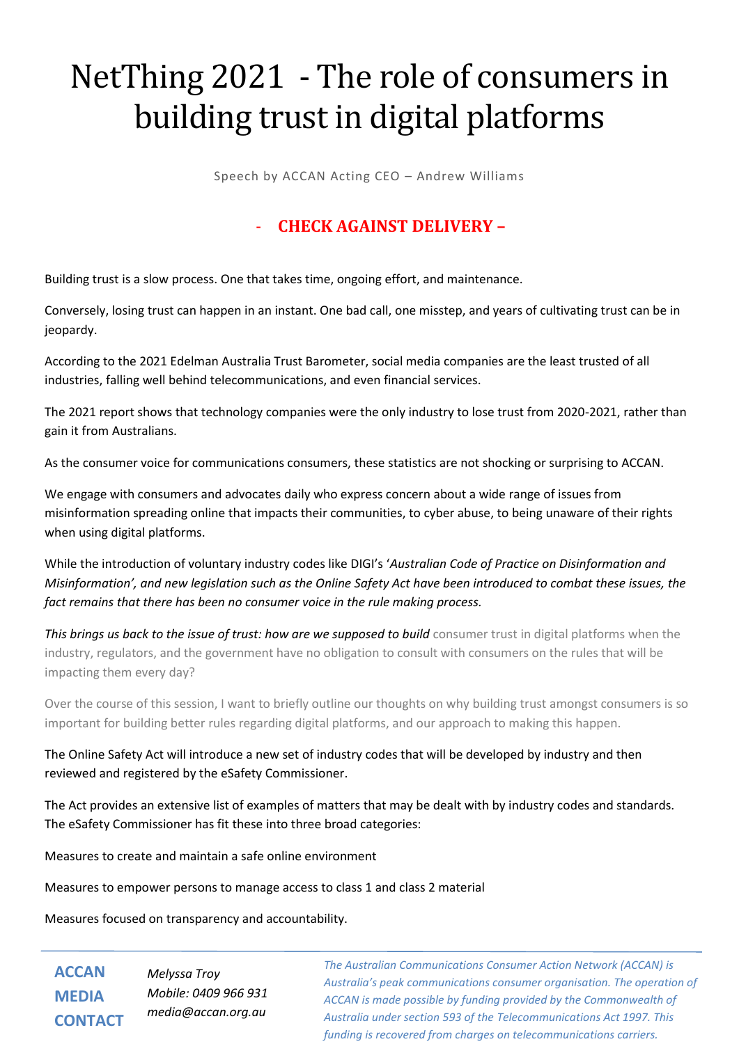# NetThing 2021 - The role of consumers in building trust in digital platforms

Speech by ACCAN Acting CEO – Andrew Williams

**- CHECK AGAINST DELIVERY –**

Building trust is a slow process. One that takes time, ongoing effort, and maintenance.

Conversely, losing trust can happen in an instant. One bad call, one misstep, and years of cultivating trust can be in jeopardy.

According to the 2021 Edelman Australia Trust Barometer, social media companies are the least trusted of all industries, falling well behind telecommunications, and even financial services.

The 2021 report shows that technology companies were the only industry to lose trust from 2020-2021, rather than gain it from Australians.

As the consumer voice for communications consumers, these statistics are not shocking or surprising to ACCAN.

We engage with consumers and advocates daily who express concern about a wide range of issues from misinformation spreading online that impacts their communities, to cyber abuse, to being unaware of their rights when using digital platforms.

While the introduction of voluntary industry codes like DIGI's '*Australian Code of Practice on Disinformation and Misinformation', and new legislation such as the Online Safety Act have been introduced to combat these issues, the fact remains that there has been no consumer voice in the rule making process.*

*This brings us back to the issue of trust: how are we supposed to build* consumer trust in digital platforms when the industry, regulators, and the government have no obligation to consult with consumers on the rules that will be impacting them every day?

Over the course of this session, I want to briefly outline our thoughts on why building trust amongst consumers is so important for building better rules regarding digital platforms, and our approach to making this happen.

The Online Safety Act will introduce a new set of industry codes that will be developed by industry and then reviewed and registered by the eSafety Commissioner.

The Act provides an extensive list of examples of matters that may be dealt with by industry codes and standards. The eSafety Commissioner has fit these into three broad categories:

Measures to create and maintain a safe online environment

Measures to empower persons to manage access to class 1 and class 2 material

Measures focused on transparency and accountability.

**ACCAN MEDIA CONTACT**

*Melyssa Troy*
*Mobile: 0409 966 931*
*media@accan.org.au*

*The Australian Communications Consumer Action Network (ACCAN) is Australia's peak communications consumer organisation. The operation of ACCAN is made possible by funding provided by the Commonwealth of Australia under section 593 of the Telecommunications Act 1997. This funding is recovered from charges on telecommunications carriers.*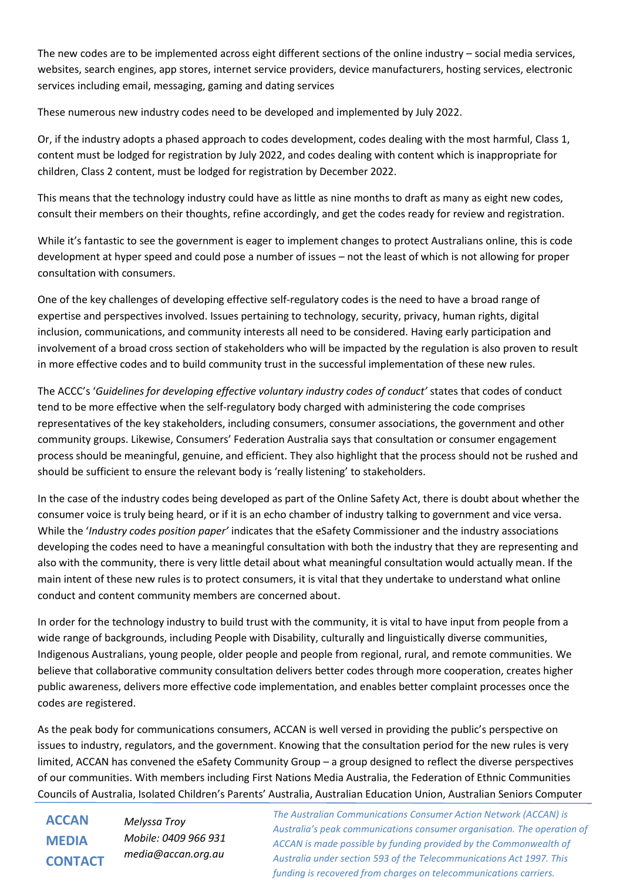The new codes are to be implemented across eight different sections of the online industry – social media services, websites, search engines, app stores, internet service providers, device manufacturers, hosting services, electronic services including email, messaging, gaming and dating services

These numerous new industry codes need to be developed and implemented by July 2022.

Or, if the industry adopts a phased approach to codes development, codes dealing with the most harmful, Class 1, content must be lodged for registration by July 2022, and codes dealing with content which is inappropriate for children, Class 2 content, must be lodged for registration by December 2022.

This means that the technology industry could have as little as nine months to draft as many as eight new codes, consult their members on their thoughts, refine accordingly, and get the codes ready for review and registration.

While it's fantastic to see the government is eager to implement changes to protect Australians online, this is code development at hyper speed and could pose a number of issues – not the least of which is not allowing for proper consultation with consumers.

One of the key challenges of developing effective self-regulatory codes is the need to have a broad range of expertise and perspectives involved. Issues pertaining to technology, security, privacy, human rights, digital inclusion, communications, and community interests all need to be considered. Having early participation and involvement of a broad cross section of stakeholders who will be impacted by the regulation is also proven to result in more effective codes and to build community trust in the successful implementation of these new rules.

The ACCC's '*Guidelines for developing effective voluntary industry codes of conduct*' states that codes of conduct tend to be more effective when the self-regulatory body charged with administering the code comprises representatives of the key stakeholders, including consumers, consumer associations, the government and other community groups. Likewise, Consumers' Federation Australia says that consultation or consumer engagement process should be meaningful, genuine, and efficient. They also highlight that the process should not be rushed and should be sufficient to ensure the relevant body is 'really listening' to stakeholders.

In the case of the industry codes being developed as part of the Online Safety Act, there is doubt about whether the consumer voice is truly being heard, or if it is an echo chamber of industry talking to government and vice versa. While the '*Industry codes position paper*' indicates that the eSafety Commissioner and the industry associations developing the codes need to have a meaningful consultation with both the industry that they are representing and also with the community, there is very little detail about what meaningful consultation would actually mean. If the main intent of these new rules is to protect consumers, it is vital that they undertake to understand what online conduct and content community members are concerned about.

In order for the technology industry to build trust with the community, it is vital to have input from people from a wide range of backgrounds, including People with Disability, culturally and linguistically diverse communities, Indigenous Australians, young people, older people and people from regional, rural, and remote communities. We believe that collaborative community consultation delivers better codes through more cooperation, creates higher public awareness, delivers more effective code implementation, and enables better complaint processes once the codes are registered.

As the peak body for communications consumers, ACCAN is well versed in providing the public's perspective on issues to industry, regulators, and the government. Knowing that the consultation period for the new rules is very limited, ACCAN has convened the eSafety Community Group – a group designed to reflect the diverse perspectives of our communities. With members including First Nations Media Australia, the Federation of Ethnic Communities Councils of Australia, Isolated Children's Parents' Australia, Australian Education Union, Australian Seniors Computer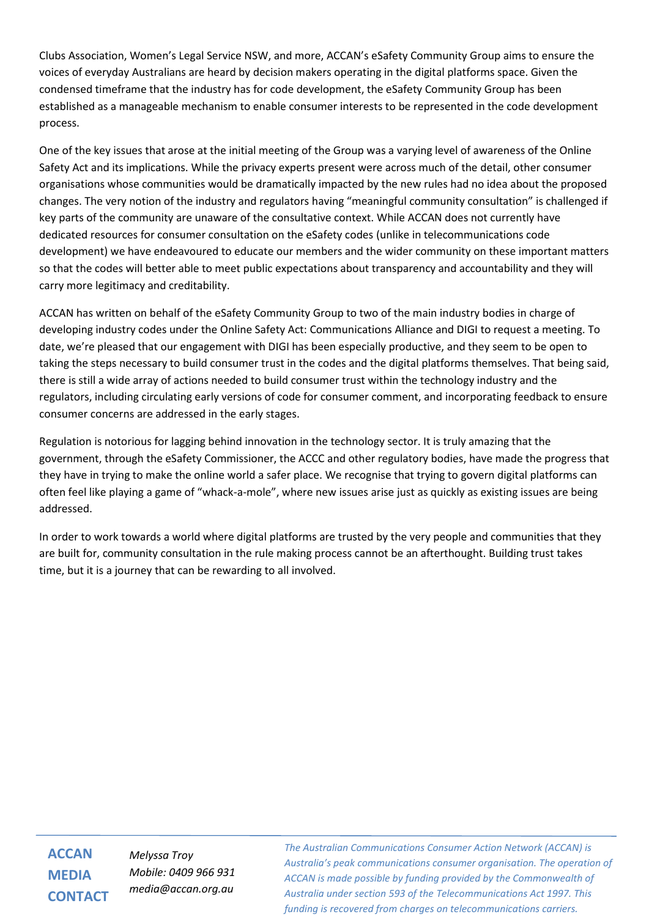Clubs Association, Women's Legal Service NSW, and more, ACCAN's eSafety Community Group aims to ensure the voices of everyday Australians are heard by decision makers operating in the digital platforms space. Given the condensed timeframe that the industry has for code development, the eSafety Community Group has been established as a manageable mechanism to enable consumer interests to be represented in the code development process.

One of the key issues that arose at the initial meeting of the Group was a varying level of awareness of the Online Safety Act and its implications. While the privacy experts present were across much of the detail, other consumer organisations whose communities would be dramatically impacted by the new rules had no idea about the proposed changes. The very notion of the industry and regulators having "meaningful community consultation" is challenged if key parts of the community are unaware of the consultative context. While ACCAN does not currently have dedicated resources for consumer consultation on the eSafety codes (unlike in telecommunications code development) we have endeavoured to educate our members and the wider community on these important matters so that the codes will better able to meet public expectations about transparency and accountability and they will carry more legitimacy and creditability.

ACCAN has written on behalf of the eSafety Community Group to two of the main industry bodies in charge of developing industry codes under the Online Safety Act: Communications Alliance and DIGI to request a meeting. To date, we're pleased that our engagement with DIGI has been especially productive, and they seem to be open to taking the steps necessary to build consumer trust in the codes and the digital platforms themselves. That being said, there is still a wide array of actions needed to build consumer trust within the technology industry and the regulators, including circulating early versions of code for consumer comment, and incorporating feedback to ensure consumer concerns are addressed in the early stages.

Regulation is notorious for lagging behind innovation in the technology sector. It is truly amazing that the government, through the eSafety Commissioner, the ACCC and other regulatory bodies, have made the progress that they have in trying to make the online world a safer place. We recognise that trying to govern digital platforms can often feel like playing a game of "whack-a-mole", where new issues arise just as quickly as existing issues are being addressed.

In order to work towards a world where digital platforms are trusted by the very people and communities that they are built for, community consultation in the rule making process cannot be an afterthought. Building trust takes time, but it is a journey that can be rewarding to all involved.

---

**ACCAN MEDIA CONTACT**

*Melyssa Troy*
*Mobile: 0409 966 931*
*media@accan.org.au*

*The Australian Communications Consumer Action Network (ACCAN) is Australia's peak communications consumer organisation. The operation of ACCAN is made possible by funding provided by the Commonwealth of Australia under section 593 of the Telecommunications Act 1997. This funding is recovered from charges on telecommunications carriers.*